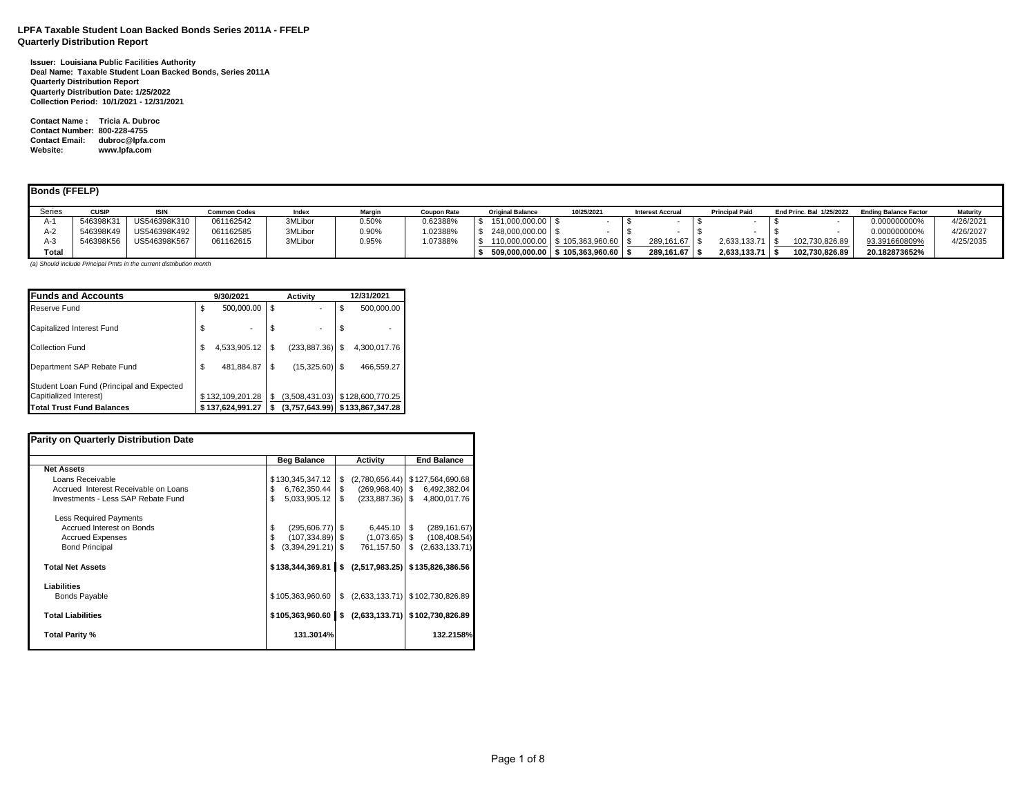**LPFA Taxable Student Loan Backed Bonds Series 2011A - FFELP**
**Quarterly Distribution Report**

**Issuer: Louisiana Public Facilities Authority**
**Deal Name: Taxable Student Loan Backed Bonds, Series 2011A**
**Quarterly Distribution Report**
**Quarterly Distribution Date: 1/25/2022**
**Collection Period: 10/1/2021 - 12/31/2021**

**Contact Name : Tricia A. Dubroc**
**Contact Number: 800-228-4755**
**Contact Email: dubroc@lpfa.com**
**Website: www.lpfa.com**

**Bonds (FFELP)**

| Series | CUSIP | ISIN | Common Codes | Index | Margin | Coupon Rate | Original Balance | 10/25/2021 | Interest Accrual | Principal Paid | End Princ. Bal 1/25/2022 | Ending Balance Factor | Maturity |
|---|---|---|---|---|---|---|---|---|---|---|---|---|---|
| A-1 | 546398K31 | US546398K310 | 061162542 | 3MLibor | 0.50% | 0.62388% | $ 151,000,000.00 | $ - | $ - | $ - | $ - | 0.000000000% | 4/26/2021 |
| A-2 | 546398K49 | US546398K492 | 061162585 | 3MLibor | 0.90% | 1.02388% | $ 248,000,000.00 | $ - | $ - | $ - | $ - | 0.000000000% | 4/26/2027 |
| A-3 | 546398K56 | US546398K567 | 061162615 | 3MLibor | 0.95% | 1.07388% | $ 110,000,000.00 | $ 105,363,960.60 | $ 289,161.67 | $ 2,633,133.71 | $ 102,730,826.89 | 93.391660809% | 4/25/2035 |
| **Total** | | | | | | | **$ 509,000,000.00** | **$ 105,363,960.60** | **$ 289,161.67** | **$ 2,633,133.71** | **$ 102,730,826.89** | **20.182873652%** | |

*(a) Should include Principal Pmts in the current distribution month*

| Funds and Accounts | 9/30/2021 | Activity | 12/31/2021 |
|---|---|---|---|
| Reserve Fund | $ 500,000.00 | $ - | $ 500,000.00 |
| Capitalized Interest Fund | $ - | $ - | $ - |
| Collection Fund | $ 4,533,905.12 | $ (233,887.36) | $ 4,300,017.76 |
| Department SAP Rebate Fund | $ 481,884.87 | $ (15,325.60) | $ 466,559.27 |
| Student Loan Fund (Principal and Expected Capitialized Interest) | $ 132,109,201.28 | $ (3,508,431.03) | $ 128,600,770.25 |
| **Total Trust Fund Balances** | **$ 137,624,991.27** | **$ (3,757,643.99)** | **$ 133,867,347.28** |

**Parity on Quarterly Distribution Date**

| | Beg Balance | Activity | End Balance |
|---|---|---|---|
| **Net Assets** | | | |
| Loans Receivable | $ 130,345,347.12 | $ (2,780,656.44) | $ 127,564,690.68 |
| Accrued Interest Receivable on Loans | $ 6,762,350.44 | $ (269,968.40) | $ 6,492,382.04 |
| Investments - Less SAP Rebate Fund | $ 5,033,905.12 | $ (233,887.36) | $ 4,800,017.76 |
| Less Required Payments | | | |
| Accrued Interest on Bonds | $ (295,606.77) | $ 6,445.10 | $ (289,161.67) |
| Accrued Expenses | $ (107,334.89) | $ (1,073.65) | $ (108,408.54) |
| Bond Principal | $ (3,394,291.21) | $ 761,157.50 | $ (2,633,133.71) |
| **Total Net Assets** | **$ 138,344,369.81** | **$ (2,517,983.25)** | **$ 135,826,386.56** |
| **Liabilities** | | | |
| Bonds Payable | $ 105,363,960.60 | $ (2,633,133.71) | $ 102,730,826.89 |
| **Total Liabilities** | **$ 105,363,960.60** | **$ (2,633,133.71)** | **$ 102,730,826.89** |
| **Total Parity %** | **131.3014%** | | **132.2158%** |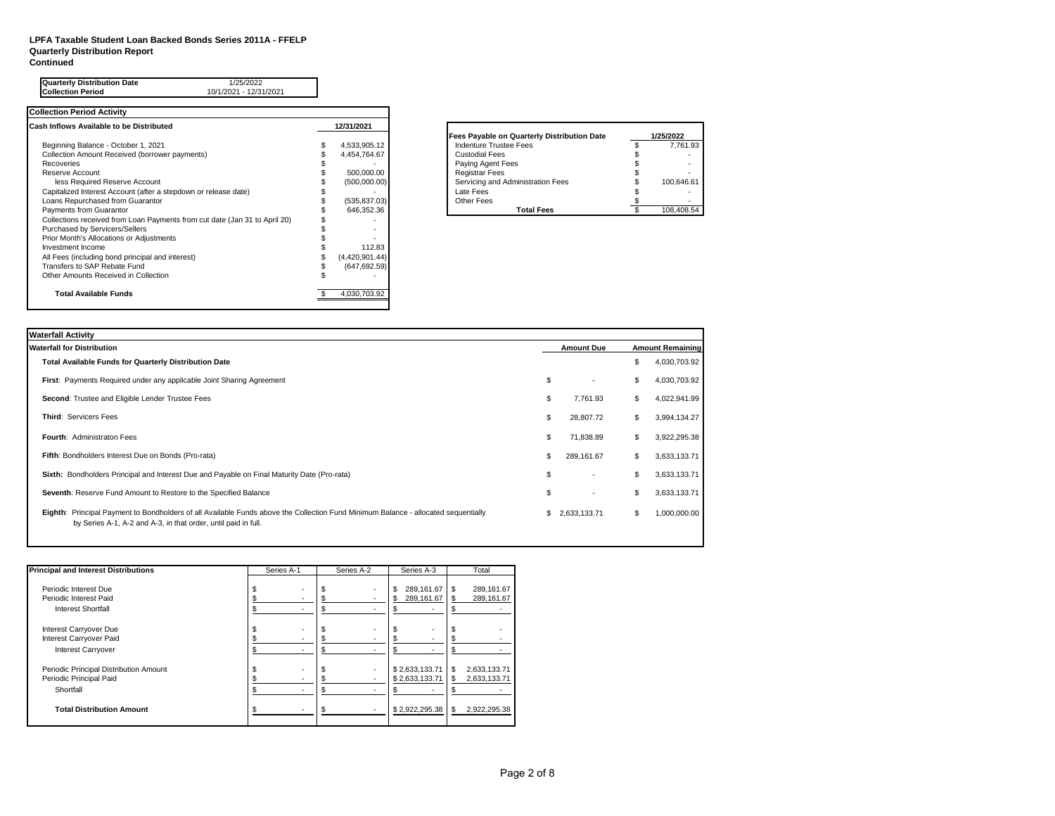**LPFA Taxable Student Loan Backed Bonds Series 2011A - FFELP**
**Quarterly Distribution Report**
**Continued**

| | |
|---|---|
| **Quarterly Distribution Date** | 1/25/2022 |
| **Collection Period** | 10/1/2021 - 12/31/2021 |

**Collection Period Activity**

| Cash Inflows Available to be Distributed | 12/31/2021 |
|---|---|
| Beginning Balance - October 1, 2021 | $ 4,533,905.12 |
| Collection Amount Received (borrower payments) | $ 4,454,764.67 |
| Recoveries | $ - |
| Reserve Account | $ 500,000.00 |
| less Required Reserve Account | $ (500,000.00) |
| Capitalized Interest Account (after a stepdown or release date) | $ - |
| Loans Repurchased from Guarantor | $ (535,837.03) |
| Payments from Guarantor | $ 646,352.36 |
| Collections received from Loan Payments from cut date (Jan 31 to April 20) | $ - |
| Purchased by Servicers/Sellers | $ - |
| Prior Month's Allocations or Adjustments | $ - |
| Investment Income | $ 112.83 |
| All Fees (including bond principal and interest) | $ (4,420,901.44) |
| Transfers to SAP Rebate Fund | $ (647,692.59) |
| Other Amounts Received in Collection | $ - |
| **Total Available Funds** | $ 4,030,703.92 |

| Fees Payable on Quarterly Distribution Date | 1/25/2022 |
|---|---|
| Indenture Trustee Fees | $ 7,761.93 |
| Custodial Fees | $ - |
| Paying Agent Fees | $ - |
| Registrar Fees | $ - |
| Servicing and Administration Fees | $ 100,646.61 |
| Late Fees | $ - |
| Other Fees | $ - |
| **Total Fees** | $ 108,408.54 |

**Waterfall Activity**

| Waterfall for Distribution | Amount Due | Amount Remaining |
|---|---|---|
| **Total Available Funds for Quarterly Distribution Date** | | $ 4,030,703.92 |
| **First**: Payments Required under any applicable Joint Sharing Agreement | $ - | $ 4,030,703.92 |
| **Second**: Trustee and Eligible Lender Trustee Fees | $ 7,761.93 | $ 4,022,941.99 |
| **Third**: Servicers Fees | $ 28,807.72 | $ 3,994,134.27 |
| **Fourth**: Administraton Fees | $ 71,838.89 | $ 3,922,295.38 |
| **Fifth**: Bondholders Interest Due on Bonds (Pro-rata) | $ 289,161.67 | $ 3,633,133.71 |
| **Sixth:** Bondholders Principal and Interest Due and Payable on Final Maturity Date (Pro-rata) | $ - | $ 3,633,133.71 |
| **Seventh**: Reserve Fund Amount to Restore to the Specified Balance | $ - | $ 3,633,133.71 |
| **Eighth**: Principal Payment to Bondholders of all Available Funds above the Collection Fund Minimum Balance - allocated sequentially by Series A-1, A-2 and A-3, in that order, until paid in full. | $ 2,633,133.71 | $ 1,000,000.00 |

| Principal and Interest Distributions | Series A-1 | Series A-2 | Series A-3 | Total |
|---|---|---|---|---|
| Periodic Interest Due | $ - | $ - | $ 289,161.67 | $ 289,161.67 |
| Periodic Interest Paid | $ - | $ - | $ 289,161.67 | $ 289,161.67 |
| Interest Shortfall | $ - | $ - | $ - | $ - |
| Interest Carryover Due | $ - | $ - | $ - | $ - |
| Interest Carryover Paid | $ - | $ - | $ - | $ - |
| Interest Carryover | $ - | $ - | $ - | $ - |
| Periodic Principal Distribution Amount | $ - | $ - | $ 2,633,133.71 | $ 2,633,133.71 |
| Periodic Principal Paid | $ - | $ - | $ 2,633,133.71 | $ 2,633,133.71 |
| Shortfall | $ - | $ - | $ - | $ - |
| **Total Distribution Amount** | $ - | $ - | $ 2,922,295.38 | $ 2,922,295.38 |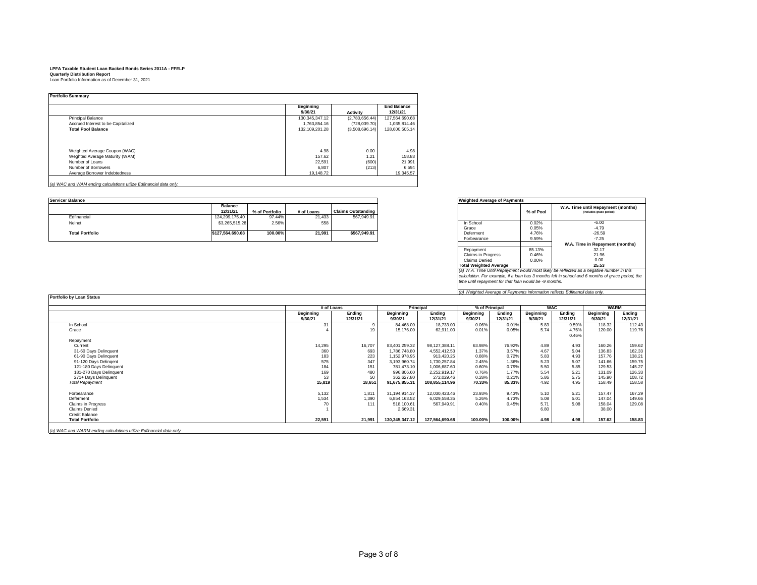**LPFA Taxable Student Loan Backed Bonds Series 2011A - FFELP**
**Quarterly Distribution Report**
Loan Portfolio Information as of December 31, 2021

**Portfolio Summary**

| | Beginning 9/30/21 | Activity | End Balance 12/31/21 |
|---|---|---|---|
| Principal Balance | 130,345,347.12 | (2,780,656.44) | 127,564,690.68 |
| Accrued Interest to be Capitalized | 1,763,854.16 | (728,039.70) | 1,035,814.46 |
| **Total Pool Balance** | 132,109,201.28 | (3,508,696.14) | 128,600,505.14 |
| | | | |
| Weighted Average Coupon (WAC) | 4.98 | 0.00 | 4.98 |
| Weghted Average Maturity (WAM) | 157.62 | 1.21 | 158.83 |
| Number of Loans | 22,591 | (600) | 21,991 |
| Number of Borrowers | 6,807 | (213) | 6,594 |
| Average Borrower Indebtedness | 19,148.72 | | 19,345.57 |

*(a) WAC and WAM ending calculations utilize Edfinancial data only.*

**Servicer Balance**

| | Balance 12/31/21 | % of Portfolio | # of Loans | Claims Outstanding |
|---|---|---|---|---|
| Edfinancial | 124,299,175.40 | 97.44% | 21,433 | 567,949.91 |
| Nelnet | $3,265,515.28 | 2.56% | 558 | |
| **Total Portfolio** | $127,564,690.68 | 100.00% | 21,991 | $567,949.91 |

**Weighted Average of Payments**

| | % of Pool | W.A. Time until Repayment (months) (includes grace period) |
|---|---|---|
| In School | 0.02% | -6.00 |
| Grace | 0.05% | -4.79 |
| Deferment | 4.76% | -26.59 |
| Forbearance | 9.59% | -7.25 |
| | | **W.A. Time in Repayment (months)** |
| Repayment | 85.13% | 32.17 |
| Claims in Progress | 0.46% | 21.96 |
| Claims Denied | 0.00% | 0.00 |
| **Total Weighted Average** | | **25.53** |

*(a) W.A. Time Until Repayment would most likely be reflected as a negative number in this calculation. For example, if a loan has 3 months left in school and 6 months of grace period, the time until repayment for that loan would be -9 months.*

*(b) Weighted Average of Payments information reflects Edfinancil data only.*

**Portfolio by Loan Status**

| | # of Loans | | Principal | | % of Principal | | WAC | | WARM | |
|---|---|---|---|---|---|---|---|---|---|---|
| | Beginning 9/30/21 | Ending 12/31/21 | Beginning 9/30/21 | Ending 12/31/21 | Beginning 9/30/21 | Ending 12/31/21 | Beginning 9/30/21 | Ending 12/31/21 | Beginning 9/30/21 | Ending 12/31/21 |
| In School | 31 | 9 | 84,468.00 | 18,733.00 | 0.06% | 0.01% | 5.83 | 9.59% | 118.32 | 112.43 |
| Grace | 4 | 19 | 15,176.00 | 62,911.00 | 0.01% | 0.05% | 5.74 | 4.76% | 120.00 | 119.76 |
| | | | | | | | | 0.46% | | |
| Repayment | | | | | | | | | | |
| Current | 14,295 | 16,707 | 83,401,259.32 | 98,127,388.11 | 63.98% | 76.92% | 4.89 | 4.93 | 160.26 | 159.62 |
| 31-60 Days Delinquent | 360 | 693 | 1,786,748.80 | 4,552,412.53 | 1.37% | 3.57% | 4.67 | 5.04 | 136.83 | 162.33 |
| 61-90 Days Delinquent | 183 | 223 | 1,152,978.95 | 913,420.25 | 0.88% | 0.72% | 5.83 | 4.93 | 157.76 | 138.21 |
| 91-120 Days Delinqent | 575 | 347 | 3,193,960.74 | 1,730,257.84 | 2.45% | 1.36% | 5.23 | 5.07 | 141.66 | 159.75 |
| 121-180 Days Delinquent | 184 | 151 | 781,473.10 | 1,006,687.60 | 0.60% | 0.79% | 5.50 | 5.85 | 129.53 | 145.27 |
| 181-270 Days Delinquent | 169 | 480 | 996,806.60 | 2,252,919.17 | 0.76% | 1.77% | 5.54 | 5.21 | 131.09 | 126.33 |
| 271+ Days Delinquent | 53 | 50 | 362,627.80 | 272,029.46 | 0.28% | 0.21% | 5.86 | 5.75 | 145.90 | 108.72 |
| *Total Repayment* | **15,819** | **18,651** | **91,675,855.31** | **108,855,114.96** | **70.33%** | **85.33%** | 4.92 | 4.95 | 158.49 | 158.58 |
| | | | | | | | | | | |
| Forbearance | 5,132 | 1,811 | 31,194,914.37 | 12,030,423.46 | 23.93% | 9.43% | 5.10 | 5.21 | 157.47 | 167.29 |
| Deferment | 1,534 | 1,390 | 6,854,163.52 | 6,029,558.35 | 5.26% | 4.73% | 5.08 | 5.01 | 147.04 | 149.66 |
| Claims in Progress | 70 | 111 | 518,100.61 | 567,949.91 | 0.40% | 0.45% | 5.71 | 5.08 | 158.04 | 129.08 |
| Claims Denied | 1 | | 2,669.31 | | | | 6.80 | | 38.00 | |
| Credit Balance | | | | | | | | | | |
| **Total Portfolio** | **22,591** | **21,991** | **130,345,347.12** | **127,564,690.68** | **100.00%** | **100.00%** | **4.98** | **4.98** | **157.62** | **158.83** |

*(a) WAC and WARM ending calculations utilize Edfinancial data only.*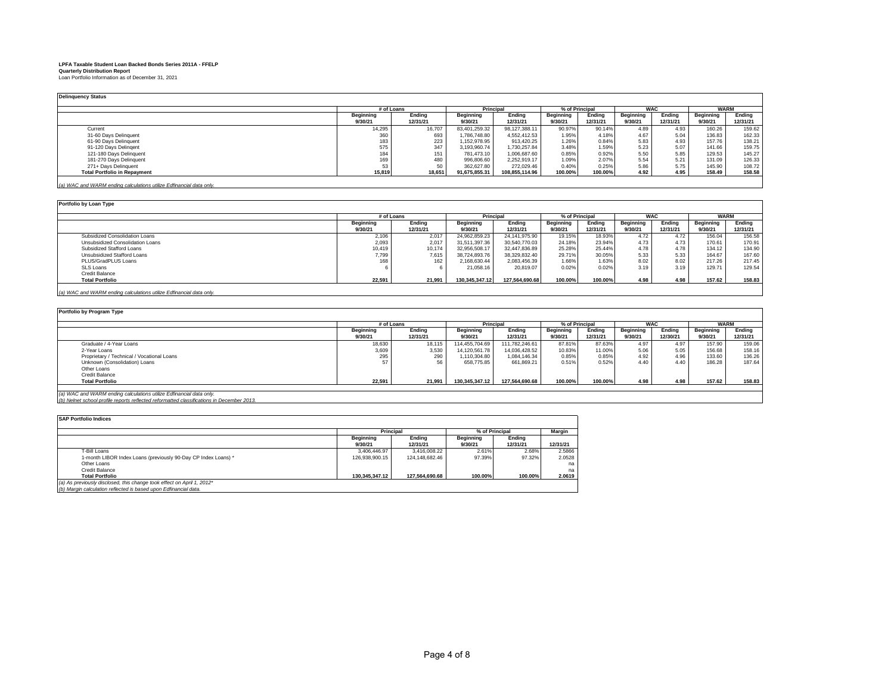**LPFA Taxable Student Loan Backed Bonds Series 2011A - FFELP**
**Quarterly Distribution Report**
Loan Portfolio Information as of December 31, 2021

**Delinquency Status**

| | # of Loans | | Principal | | % of Principal | | WAC | | WARM | |
|---|---|---|---|---|---|---|---|---|---|---|
| | Beginning 9/30/21 | Ending 12/31/21 | Beginning 9/30/21 | Ending 12/31/21 | Beginning 9/30/21 | Ending 12/31/21 | Beginning 9/30/21 | Ending 12/31/21 | Beginning 9/30/21 | Ending 12/31/21 |
| Current | 14,295 | 16,707 | 83,401,259.32 | 98,127,388.11 | 90.97% | 90.14% | 4.89 | 4.93 | 160.26 | 159.62 |
| 31-60 Days Delinquent | 360 | 693 | 1,786,748.80 | 4,552,412.53 | 1.95% | 4.18% | 4.67 | 5.04 | 136.83 | 162.33 |
| 61-90 Days Delinquent | 183 | 223 | 1,152,978.95 | 913,420.25 | 1.26% | 0.84% | 5.83 | 4.93 | 157.76 | 138.21 |
| 91-120 Days Delinqent | 575 | 347 | 3,193,960.74 | 1,730,257.84 | 3.48% | 1.59% | 5.23 | 5.07 | 141.66 | 159.75 |
| 121-180 Days Delinquent | 184 | 151 | 781,473.10 | 1,006,687.60 | 0.85% | 0.92% | 5.50 | 5.85 | 129.53 | 145.27 |
| 181-270 Days Delinquent | 169 | 480 | 996,806.60 | 2,252,919.17 | 1.09% | 2.07% | 5.54 | 5.21 | 131.09 | 126.33 |
| 271+ Days Delinquent | 53 | 50 | 362,627.80 | 272,029.46 | 0.40% | 0.25% | 5.86 | 5.75 | 145.90 | 108.72 |
| **Total Portfolio in Repayment** | **15,819** | **18,651** | **91,675,855.31** | **108,855,114.96** | **100.00%** | **100.00%** | **4.92** | **4.95** | **158.49** | **158.58** |

*(a) WAC and WARM ending calculations utilize Edfinancial data only.*

**Portfolio by Loan Type**

| | # of Loans | | Principal | | % of Principal | | WAC | | WARM | |
|---|---|---|---|---|---|---|---|---|---|---|
| | Beginning 9/30/21 | Ending 12/31/21 | Beginning 9/30/21 | Ending 12/31/21 | Beginning 9/30/21 | Ending 12/31/21 | Beginning 9/30/21 | Ending 12/31/21 | Beginning 9/30/21 | Ending 12/31/21 |
| Subsidized Consolidation Loans | 2,106 | 2,017 | 24,962,859.23 | 24,141,975.90 | 19.15% | 18.93% | 4.72 | 4.72 | 156.04 | 156.58 |
| Unsubsidized Consolidation Loans | 2,093 | 2,017 | 31,511,397.36 | 30,540,770.03 | 24.18% | 23.94% | 4.73 | 4.73 | 170.61 | 170.91 |
| Subsidized Stafford Loans | 10,419 | 10,174 | 32,956,508.17 | 32,447,836.89 | 25.28% | 25.44% | 4.78 | 4.78 | 134.12 | 134.90 |
| Unsubsidized Stafford Loans | 7,799 | 7,615 | 38,724,893.76 | 38,329,832.40 | 29.71% | 30.05% | 5.33 | 5.33 | 164.67 | 167.60 |
| PLUS/GradPLUS Loans | 168 | 162 | 2,168,630.44 | 2,083,456.39 | 1.66% | 1.63% | 8.02 | 8.02 | 217.26 | 217.45 |
| SLS Loans | 6 | 6 | 21,058.16 | 20,819.07 | 0.02% | 0.02% | 3.19 | 3.19 | 129.71 | 129.54 |
| Credit Balance | | | | | | | | | | |
| **Total Portfolio** | **22,591** | **21,991** | **130,345,347.12** | **127,564,690.68** | **100.00%** | **100.00%** | **4.98** | **4.98** | **157.62** | **158.83** |

*(a) WAC and WARM ending calculations utilize Edfinancial data only.*

**Portfolio by Program Type**

| | # of Loans | | Principal | | % of Principal | | WAC | | WARM | |
|---|---|---|---|---|---|---|---|---|---|---|
| | Beginning 9/30/21 | Ending 12/31/21 | Beginning 9/30/21 | Ending 12/31/21 | Beginning 9/30/21 | Ending 12/31/21 | Beginning 9/30/21 | Ending 12/30/21 | Beginning 9/30/21 | Ending 12/31/21 |
| Graduate / 4-Year Loans | 18,630 | 18,115 | 114,455,704.69 | 111,782,246.61 | 87.81% | 87.63% | 4.97 | 4.97 | 157.90 | 159.06 |
| 2-Year Loans | 3,609 | 3,530 | 14,120,561.78 | 14,036,428.52 | 10.83% | 11.00% | 5.06 | 5.05 | 156.68 | 158.16 |
| Proprietary / Technical / Vocational Loans | 295 | 290 | 1,110,304.80 | 1,084,146.34 | 0.85% | 0.85% | 4.92 | 4.96 | 133.60 | 136.26 |
| Unknown (Consolidation) Loans | 57 | 56 | 658,775.85 | 661,869.21 | 0.51% | 0.52% | 4.40 | 4.40 | 186.28 | 187.64 |
| Other Loans | | | | | | | | | | |
| Credit Balance | | | | | | | | | | |
| **Total Portfolio** | **22,591** | **21,991** | **130,345,347.12** | **127,564,690.68** | **100.00%** | **100.00%** | **4.98** | **4.98** | **157.62** | **158.83** |

*(a) WAC and WARM ending calculations utilize Edfinancial data only.*
*(b) Nelnet school profile reports reflected reformatted classifications in December 2013.*

**SAP Portfolio Indices**

| | Principal | | % of Principal | | Margin |
|---|---|---|---|---|---|
| | Beginning 9/30/21 | Ending 12/31/21 | Beginning 9/30/21 | Ending 12/31/21 | 12/31/21 |
| T-Bill Loans | 3,406,446.97 | 3,416,008.22 | 2.61% | 2.68% | 2.5866 |
| 1-month LIBOR Index Loans (previously 90-Day CP Index Loans) * | 126,938,900.15 | 124,148,682.46 | 97.39% | 97.32% | 2.0528 |
| Other Loans | | | | | na |
| Credit Balance | | | | | na |
| **Total Portfolio** | **130,345,347.12** | **127,564,690.68** | **100.00%** | **100.00%** | **2.0619** |

*(a) As previously disclosed, this change took effect on April 1, 2012\**
*(b) Margin calculation reflected is based upon Edfinancial data.*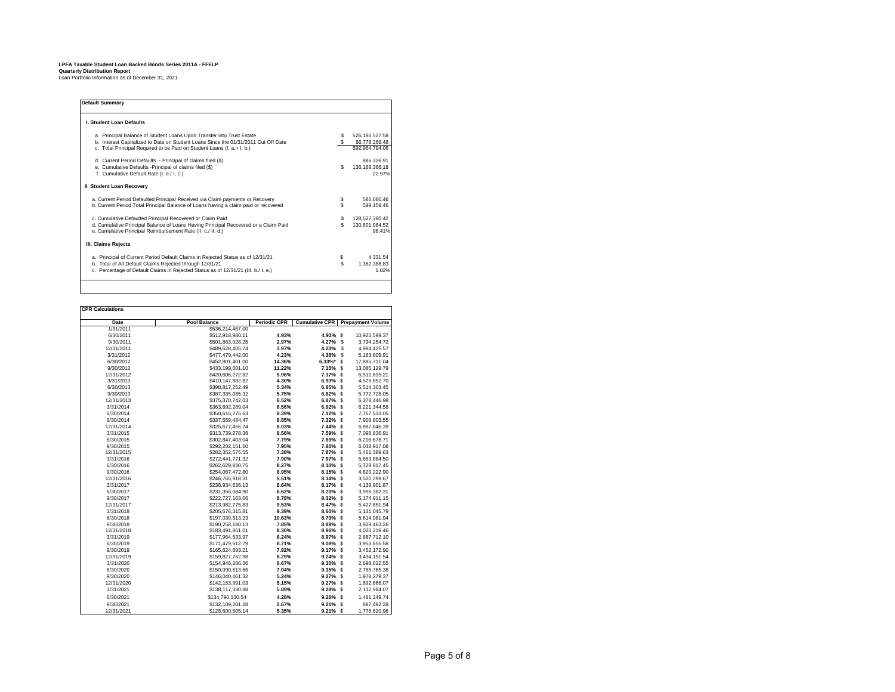**LPFA Taxable Student Loan Backed Bonds Series 2011A - FFELP**
**Quarterly Distribution Report**
Loan Portfolio Information as of December 31, 2021

## Default Summary

### I. Student Loan Defaults

| | | |
|---|---|---|
| a. Principal Balance of Student Loans Upon Transfer into Trust Estate | $ | 526,186,527.58 |
| b. Interest Capitalized to Date on Student Loans Since the 01/31/2011 Cut Off Date | $ | 66,778,266.48 |
| c. Total Principal Required to be Paid on Student Loans (I. a.+ I. b.) | | 592,964,794.06 |
| d. Current Period Defaults - Principal of claims filed ($) | | 886,326.91 |
| e. Cumulative Defaults -Principal of claims filed ($) | $ | 136,188,366.18 |
| f. Cumulative Default Rate (I. e./ I. c.) | | 22.97% |

### II Student Loan Recovery

| | | |
|---|---|---|
| a. Current Period Defaulted Principal Received via Claim payments or Recovery | $ | 586,060.46 |
| b. Current Period Total Principal Balance of Loans having a claim paid or recovered | $ | 599,159.46 |
| c. Cumulative Defaulted Principal Recovered or Claim Paid | $ | 128,527,380.42 |
| d. Cumulative Principal Balance of Loans Having Principal Recovered or a Claim Paid | $ | 130,601,964.52 |
| e. Cumulative Principal Reimbursement Rate (II. c./ II. d.) | | 98.41% |

### III. Claims Rejects

| | | |
|---|---|---|
| a. Principal of Current Period Default Claims in Rejected Status as of 12/31/21 | $ | 4,331.54 |
| b. Total of All Default Claims Rejected through 12/31/21 | $ | 1,382,388.83 |
| c. Percentage of Default Claims in Rejected Status as of 12/31/21 (III. b./ I. e.) | | 1.02% |

## CPR Calculations

| Date | Pool Balance | Periodic CPR | Cumulative CPR | Prepayment Volume |
|---|---|---|---|---|
| 1/31/2011 | $536,214,467.00 | | | |
| 6/30/2011 | $512,918,980.11 | 4.93% | 4.93% | $ 10,925,599.37 |
| 9/30/2011 | $501,883,028.25 | 2.97% | 4.27% | $ 3,794,254.72 |
| 12/31/2011 | $489,628,405.74 | 3.97% | 4.20% | $ 4,984,425.57 |
| 3/31/2012 | $477,479,442.00 | 4.23% | 4.38% | $ 5,183,809.91 |
| 6/30/2012 | $452,801,401.00 | 14.36% | 6.33%* | $ 17,885,711.04 |
| 9/30/2012 | $433,199,001.10 | 11.22% | 7.15% | $ 13,085,129.79 |
| 12/31/2012 | $420,606,272.82 | 5.96% | 7.17% | $ 6,511,815.21 |
| 3/31/2013 | $410,147,882.82 | 4.30% | 6.93% | $ 4,526,852.70 |
| 6/30/2013 | $398,817,252.49 | 5.34% | 6.85% | $ 5,514,303.45 |
| 9/30/2013 | $387,335,085.32 | 5.75% | 6.82% | $ 5,772,728.05 |
| 12/31/2013 | $375,370,742.03 | 6.52% | 6.87% | $ 6,378,446.98 |
| 3/31/2014 | $363,692,289.04 | 6.56% | 6.92% | $ 6,221,344.58 |
| 6/30/2014 | $350,616,275.63 | 8.39% | 7.12% | $ 7,767,533.05 |
| 9/30/2014 | $337,559,434.47 | 8.85% | 7.32% | $ 7,909,803.55 |
| 12/31/2014 | $325,677,456.74 | 8.03% | 7.44% | $ 6,887,646.39 |
| 3/31/2015 | $313,739,278.38 | 8.56% | 7.59% | $ 7,098,836.91 |
| 6/30/2015 | $302,847,403.04 | 7.79% | 7.69% | $ 6,206,678.71 |
| 9/30/2015 | $292,202,151.60 | 7.95% | 7.80% | $ 6,038,917.08 |
| 12/31/2015 | $282,352,575.55 | 7.38% | 7.87% | $ 5,461,389.63 |
| 3/31/2016 | $272,441,771.32 | 7.90% | 7.97% | $ 5,663,884.50 |
| 6/30/2016 | $262,629,830.75 | 8.27% | 8.10% | $ 5,729,917.45 |
| 9/30/2016 | $254,087,472.80 | 6.95% | 8.15% | $ 4,620,222.90 |
| 12/31/2016 | $246,765,918.31 | 5.51% | 8.14% | $ 3,520,299.67 |
| 3/31/2017 | $238,934,636.13 | 6.64% | 8.17% | $ 4,139,901.87 |
| 6/30/2017 | $231,356,084.90 | 6.62% | 8.20% | $ 3,996,382.31 |
| 9/30/2017 | $222,727,163.06 | 8.78% | 8.32% | $ 5,174,911.15 |
| 12/31/2017 | $213,982,775.83 | 9.53% | 8.47% | $ 5,427,851.94 |
| 3/31/2018 | $205,676,315.81 | 9.39% | 8.60% | $ 5,131,045.79 |
| 6/30/2018 | $197,039,513.23 | 10.63% | 8.79% | $ 5,614,981.94 |
| 9/30/2018 | $190,258,180.13 | 7.85% | 8.89% | $ 3,929,463.26 |
| 12/31/2018 | $183,491,861.01 | 8.30% | 8.96% | $ 4,020,219.46 |
| 3/31/2019 | $177,964,533.97 | 6.24% | 8.97% | $ 2,887,712.10 |
| 6/30/2019 | $171,479,612.79 | 8.71% | 9.08% | $ 3,953,655.58 |
| 9/30/2019 | $165,624,693.21 | 7.92% | 9.17% | $ 3,452,172.90 |
| 12/31/2019 | $159,827,762.98 | 8.29% | 9.24% | $ 3,494,151.54 |
| 3/31/2020 | $154,946,286.36 | 6.67% | 9.30% | $ 2,698,622.55 |
| 6/30/2020 | $150,090,613.66 | 7.04% | 9.35% | $ 2,765,765.38 |
| 9/30/2020 | $146,040,461.32 | 5.24% | 9.27% | $ 1,978,279.37 |
| 12/31/2020 | $142,153,991.03 | 5.15% | 9.27% | $ 1,892,866.07 |
| 3/31/2021 | $138,117,330.88 | 5.89% | 9.28% | $ 2,112,984.07 |
| 6/30/2021 | $134,790,130.54 | 4.28% | 9.26% | $ 1,481,249.74 |
| 9/30/2021 | $132,109,201.28 | 2.67% | 9.21% | $ 897,492.28 |
| 12/31/2021 | $128,600,505.14 | 5.35% | 9.21% | $ 1,778,620.96 |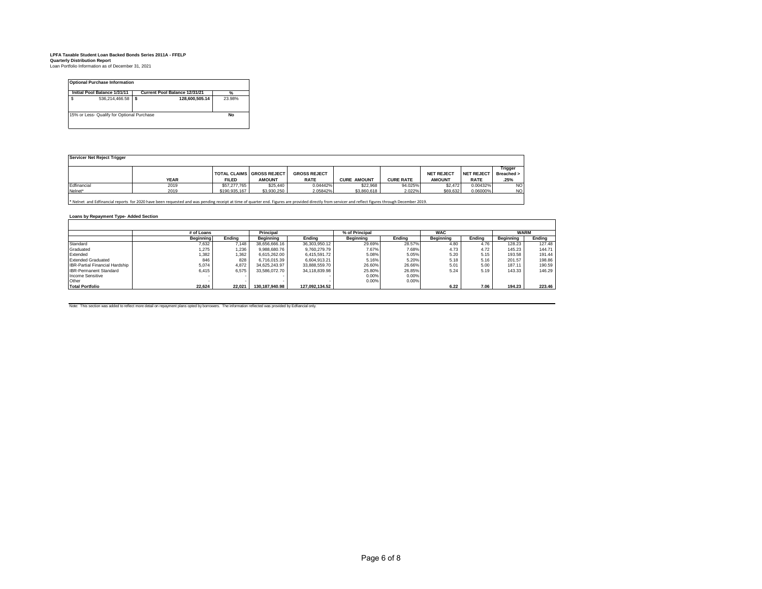**LPFA Taxable Student Loan Backed Bonds Series 2011A - FFELP**
**Quarterly Distribution Report**
Loan Portfolio Information as of December 31, 2021

| Optional Purchase Information | | |
|---|---|---|
| Initial Pool Balance 1/31/11 | Current Pool Balance 12/31/21 | % |
| $ 536,214,466.58 | $ 128,600,505.14 | 23.98% |
| 15% or Less- Qualify for Optional Purchase | | No |

**Servicer Net Reject Trigger**

| | YEAR | TOTAL CLAIMS FILED | GROSS REJECT AMOUNT | GROSS REJECT RATE | CURE AMOUNT | CURE RATE | NET REJECT AMOUNT | NET REJECT RATE | Trigger Breached > .25% |
|---|---|---|---|---|---|---|---|---|---|
| Edfinancial | 2019 | $57,277,765 | $25,440 | 0.04442% | $22,968 | 94.025% | $2,472 | 0.00432% | NO |
| Nelnet* | 2019 | $190,935,167 | $3,930,250 | 2.05842% | $3,860,618 | 2.022% | $69,632 | 0.06000% | NO |

* Nelnet and Edfinancial reports for 2020 have been requested and was pending receipt at time of quarter end. Figures are provided directly from servicer and reflect figures through December 2019.

**Loans by Repayment Type- Added Section**

| | # of Loans | | Principal | | % of Principal | | WAC | | WARM | |
|---|---|---|---|---|---|---|---|---|---|---|
| | Beginning | Ending | Beginning | Ending | Beginning | Ending | Beginning | Ending | Beginning | Ending |
| Standard | 7,632 | 7,148 | 38,656,666.16 | 36,303,950.12 | 29.69% | 28.57% | 4.80 | 4.76 | 128.23 | 127.48 |
| Graduated | 1,275 | 1,236 | 9,988,680.76 | 9,760,279.79 | 7.67% | 7.68% | 4.73 | 4.72 | 145.23 | 144.71 |
| Extended | 1,382 | 1,362 | 6,615,262.00 | 6,415,591.72 | 5.08% | 5.05% | 5.20 | 5.15 | 193.58 | 191.44 |
| Extended Graduated | 846 | 828 | 6,716,015.39 | 6,604,913.21 | 5.16% | 5.20% | 5.18 | 5.16 | 201.57 | 198.86 |
| IBR-Partial Financial Hardship | 5,074 | 4,872 | 34,625,243.97 | 33,888,559.70 | 26.60% | 26.66% | 5.01 | 5.00 | 187.11 | 190.59 |
| IBR-Permanent Standard | 6,415 | 6,575 | 33,586,072.70 | 34,118,839.98 | 25.80% | 26.85% | 5.24 | 5.19 | 143.33 | 146.29 |
| Income Sensitive | - | - | - | - | 0.00% | 0.00% | | | | |
| Other | - | - | - | - | 0.00% | 0.00% | | | | |
| **Total Portfolio** | **22,624** | **22,021** | **130,187,940.98** | **127,092,134.52** | | | **6.22** | **7.06** | **194.23** | **223.46** |

Note: This section was added to reflect more detail on repayment plans opted by borrowers. The information reflected was provided by Edfiancial only.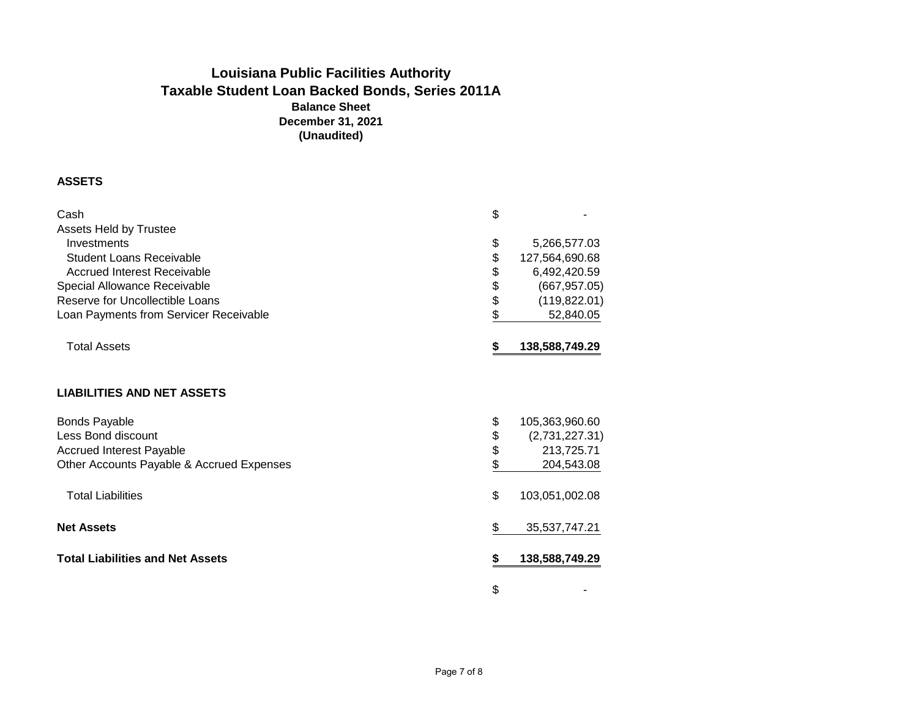# Louisiana Public Facilities Authority

## Taxable Student Loan Backed Bonds, Series 2011A

**Balance Sheet**
**December 31, 2021**
**(Unaudited)**

**ASSETS**

| | | |
|---|---|---|
| Cash | $ | - |
| Assets Held by Trustee | | |
| Investments | $ | 5,266,577.03 |
| Student Loans Receivable | $ | 127,564,690.68 |
| Accrued Interest Receivable | $ | 6,492,420.59 |
| Special Allowance Receivable | $ | (667,957.05) |
| Reserve for Uncollectible Loans | $ | (119,822.01) |
| Loan Payments from Servicer Receivable | $ | 52,840.05 |
| Total Assets | **$** | **138,588,749.29** |

**LIABILITIES AND NET ASSETS**

| | | |
|---|---|---|
| Bonds Payable | $ | 105,363,960.60 |
| Less Bond discount | $ | (2,731,227.31) |
| Accrued Interest Payable | $ | 213,725.71 |
| Other Accounts Payable & Accrued Expenses | $ | 204,543.08 |
| Total Liabilities | $ | 103,051,002.08 |
| **Net Assets** | $ | 35,537,747.21 |
| **Total Liabilities and Net Assets** | **$** | **138,588,749.29** |
| | $ | - |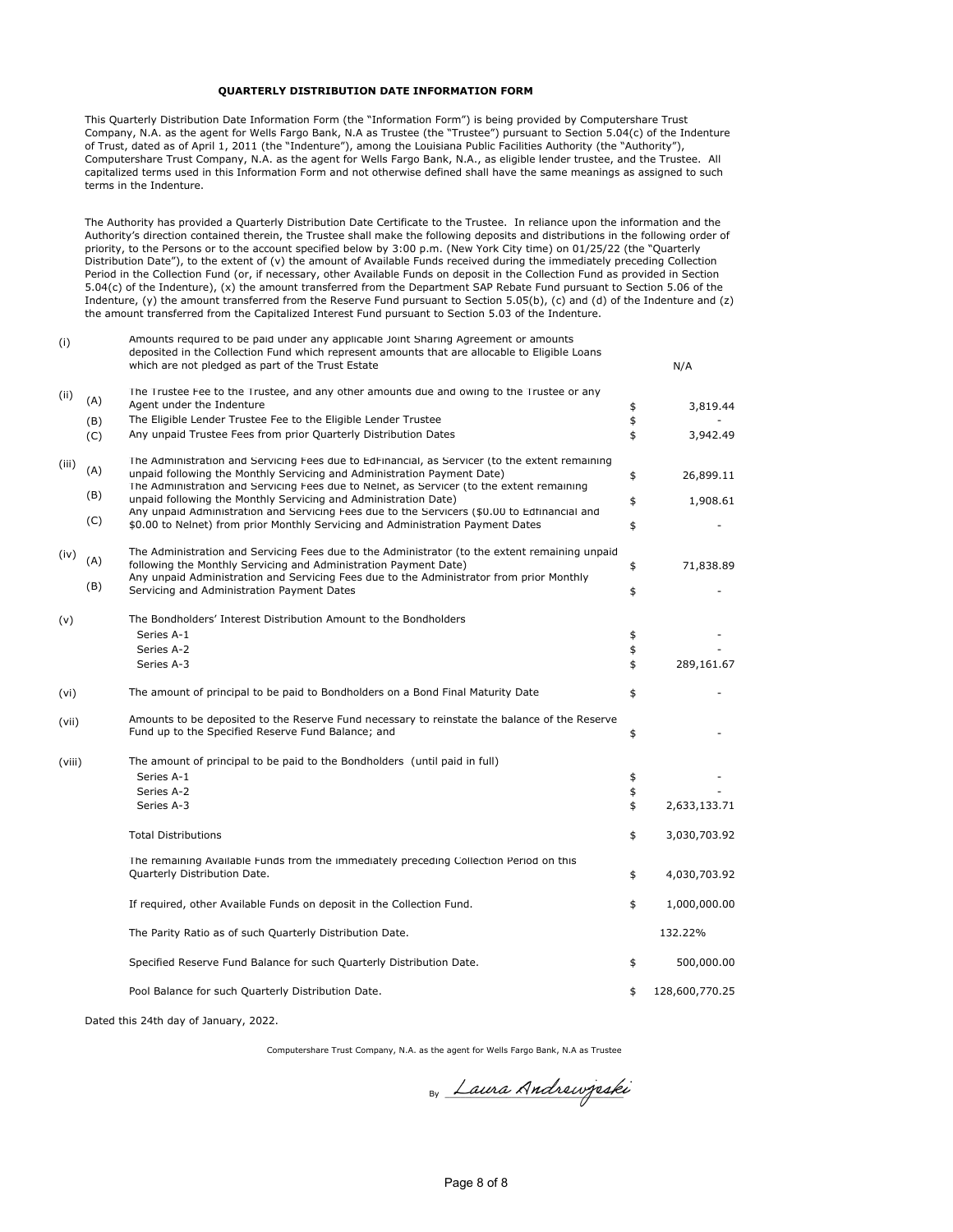## QUARTERLY DISTRIBUTION DATE INFORMATION FORM

This Quarterly Distribution Date Information Form (the "Information Form") is being provided by Computershare Trust Company, N.A. as the agent for Wells Fargo Bank, N.A as Trustee (the "Trustee") pursuant to Section 5.04(c) of the Indenture of Trust, dated as of April 1, 2011 (the "Indenture"), among the Louisiana Public Facilities Authority (the "Authority"), Computershare Trust Company, N.A. as the agent for Wells Fargo Bank, N.A., as eligible lender trustee, and the Trustee. All capitalized terms used in this Information Form and not otherwise defined shall have the same meanings as assigned to such terms in the Indenture.

The Authority has provided a Quarterly Distribution Date Certificate to the Trustee. In reliance upon the information and the Authority's direction contained therein, the Trustee shall make the following deposits and distributions in the following order of priority, to the Persons or to the account specified below by 3:00 p.m. (New York City time) on 01/25/22 (the "Quarterly Distribution Date"), to the extent of (v) the amount of Available Funds received during the immediately preceding Collection Period in the Collection Fund (or, if necessary, other Available Funds on deposit in the Collection Fund as provided in Section 5.04(c) of the Indenture), (x) the amount transferred from the Department SAP Rebate Fund pursuant to Section 5.06 of the Indenture, (y) the amount transferred from the Reserve Fund pursuant to Section 5.05(b), (c) and (d) of the Indenture and (z) the amount transferred from the Capitalized Interest Fund pursuant to Section 5.03 of the Indenture.

| | | | | |
|---|---|---|---|---|
| (i) | | Amounts required to be paid under any applicable Joint Sharing Agreement or amounts deposited in the Collection Fund which represent amounts that are allocable to Eligible Loans which are not pledged as part of the Trust Estate | | N/A |
| (ii) | (A) | The Trustee Fee to the Trustee, and any other amounts due and owing to the Trustee or any Agent under the Indenture | $ | 3,819.44 |
| | (B) | The Eligible Lender Trustee Fee to the Eligible Lender Trustee | $ | - |
| | (C) | Any unpaid Trustee Fees from prior Quarterly Distribution Dates | $ | 3,942.49 |
| (iii) | (A) | The Administration and Servicing Fees due to EdFinancial, as Servicer (to the extent remaining unpaid following the Monthly Servicing and Administration Payment Date) | $ | 26,899.11 |
| | (B) | The Administration and Servicing Fees due to Nelnet, as Servicer (to the extent remaining unpaid following the Monthly Servicing and Administration Payment Date) | $ | 1,908.61 |
| | (C) | Any unpaid Administration and Servicing Fees due to the Servicers ($0.00 to Edfinancial and $0.00 to Nelnet) from prior Monthly Servicing and Administration Payment Dates | $ | - |
| (iv) | (A) | The Administration and Servicing Fees due to the Administrator (to the extent remaining unpaid following the Monthly Servicing and Administration Payment Date) | $ | 71,838.89 |
| | (B) | Any unpaid Administration and Servicing Fees due to the Administrator from prior Monthly Servicing and Administration Payment Dates | $ | - |
| (v) | | The Bondholders' Interest Distribution Amount to the Bondholders | | |
| | | Series A-1 | $ | - |
| | | Series A-2 | $ | - |
| | | Series A-3 | $ | 289,161.67 |
| (vi) | | The amount of principal to be paid to Bondholders on a Bond Final Maturity Date | $ | - |
| (vii) | | Amounts to be deposited to the Reserve Fund necessary to reinstate the balance of the Reserve Fund up to the Specified Reserve Fund Balance; and | $ | - |
| (viii) | | The amount of principal to be paid to the Bondholders (until paid in full) | | |
| | | Series A-1 | $ | - |
| | | Series A-2 | $ | - |
| | | Series A-3 | $ | 2,633,133.71 |
| | | Total Distributions | $ | 3,030,703.92 |
| | | The remaining Available Funds from the immediately preceding Collection Period on this Quarterly Distribution Date. | $ | 4,030,703.92 |
| | | If required, other Available Funds on deposit in the Collection Fund. | $ | 1,000,000.00 |
| | | The Parity Ratio as of such Quarterly Distribution Date. | | 132.22% |
| | | Specified Reserve Fund Balance for such Quarterly Distribution Date. | $ | 500,000.00 |
| | | Pool Balance for such Quarterly Distribution Date. | $ | 128,600,770.25 |

Dated this 24th day of January, 2022.

Computershare Trust Company, N.A. as the agent for Wells Fargo Bank, N.A as Trustee

By *Laura Andrewjeski*